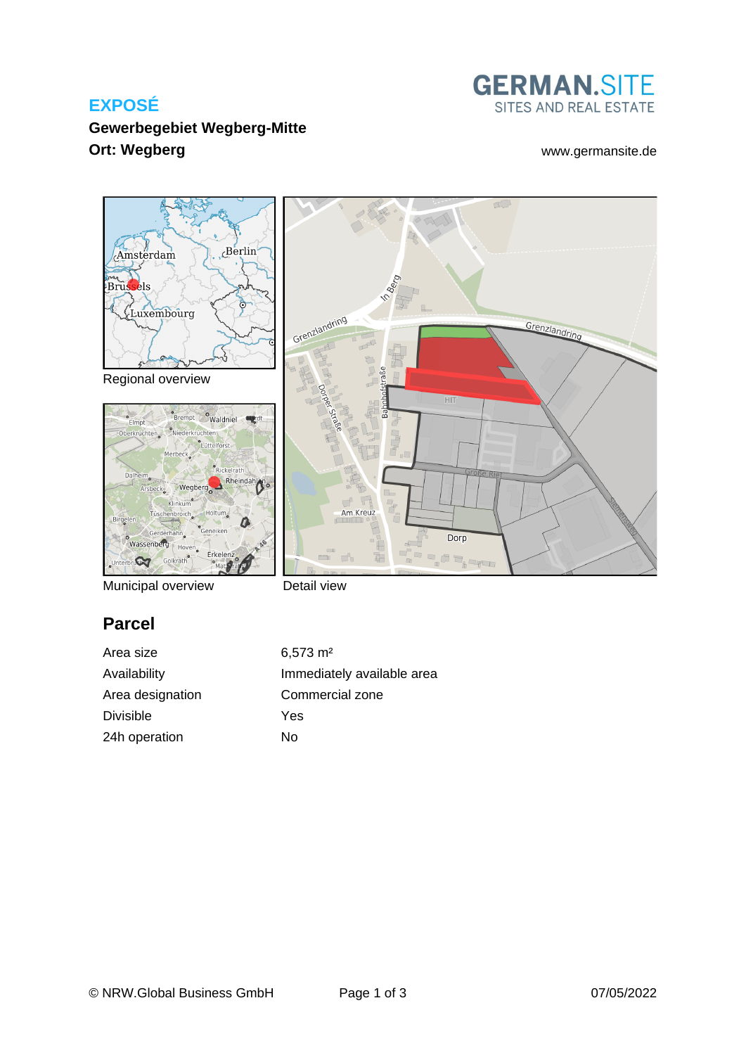**EXPOSÉ**

**Gewerbegebiet Wegberg-Mitte**

**Ort: Wegberg**

GERMAN.SITE
SITES AND REAL ESTATE

www.germansite.de

Regional overview

Municipal overview

Detail view

## Parcel

| | |
|---|---|
| Area size | 6,573 m² |
| Availability | Immediately available area |
| Area designation | Commercial zone |
| Divisible | Yes |
| 24h operation | No |

© NRW.Global Business GmbH

07/05/2022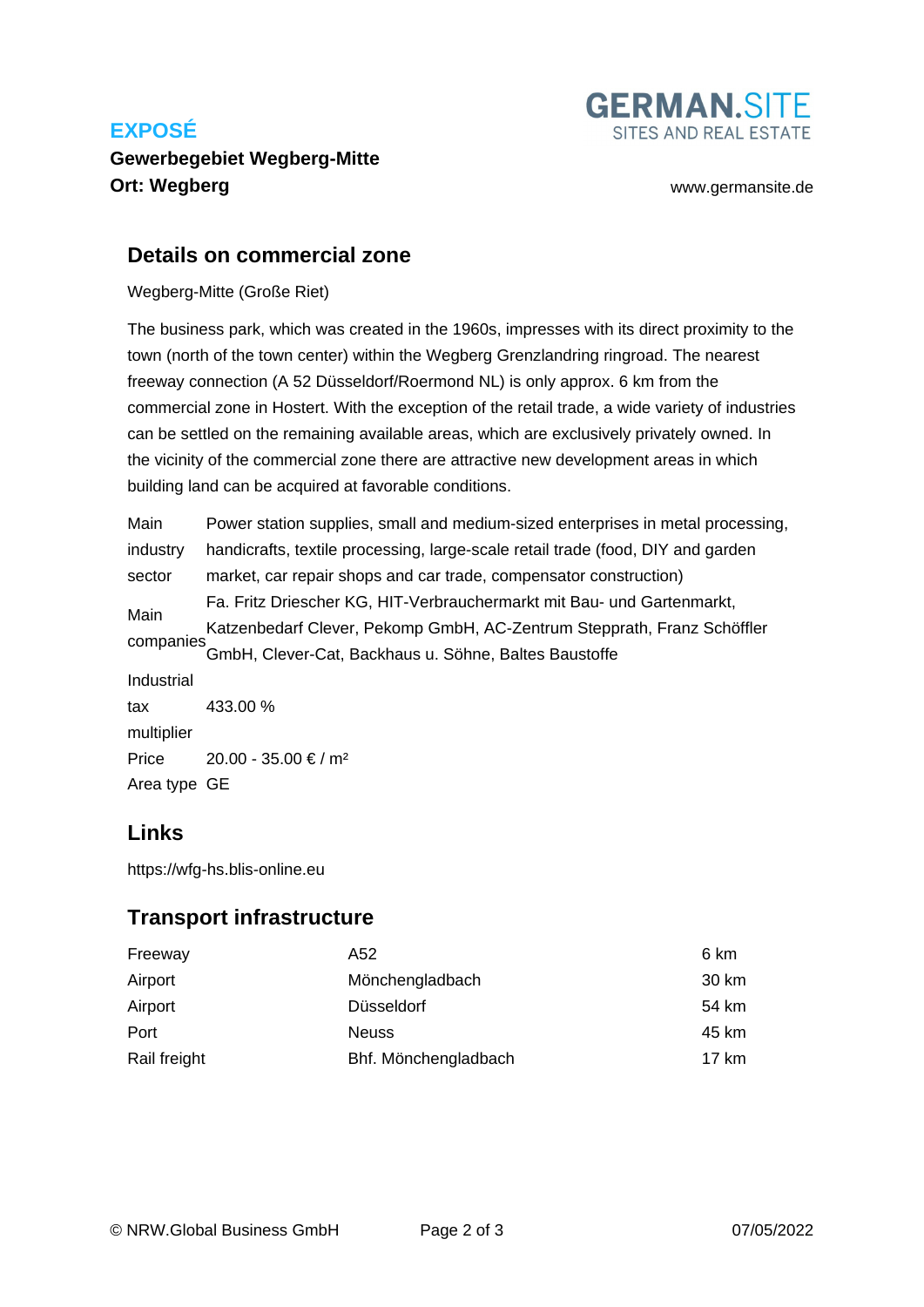**EXPOSÉ**

**Gewerbegebiet Wegberg-Mitte**
**Ort: Wegberg**

GERMAN.SITE
SITES AND REAL ESTATE

www.germansite.de

## Details on commercial zone

Wegberg-Mitte (Große Riet)

The business park, which was created in the 1960s, impresses with its direct proximity to the town (north of the town center) within the Wegberg Grenzlandring ringroad. The nearest freeway connection (A 52 Düsseldorf/Roermond NL) is only approx. 6 km from the commercial zone in Hostert. With the exception of the retail trade, a wide variety of industries can be settled on the remaining available areas, which are exclusively privately owned. In the vicinity of the commercial zone there are attractive new development areas in which building land can be acquired at favorable conditions.

| | |
|---|---|
| Main industry sector | Power station supplies, small and medium-sized enterprises in metal processing, handicrafts, textile processing, large-scale retail trade (food, DIY and garden market, car repair shops and car trade, compensator construction) |
| Main companies | Fa. Fritz Driescher KG, HIT-Verbrauchermarkt mit Bau- und Gartenmarkt, Katzenbedarf Clever, Pekomp GmbH, AC-Zentrum Stepprath, Franz Schöffler GmbH, Clever-Cat, Backhaus u. Söhne, Baltes Baustoffe |
| Industrial tax multiplier | 433.00 % |
| Price | 20.00 - 35.00 € / m² |
| Area type | GE |

## Links

https://wfg-hs.blis-online.eu

## Transport infrastructure

| | | |
|---|---|---|
| Freeway | A52 | 6 km |
| Airport | Mönchengladbach | 30 km |
| Airport | Düsseldorf | 54 km |
| Port | Neuss | 45 km |
| Rail freight | Bhf. Mönchengladbach | 17 km |

© NRW.Global Business GmbH 07/05/2022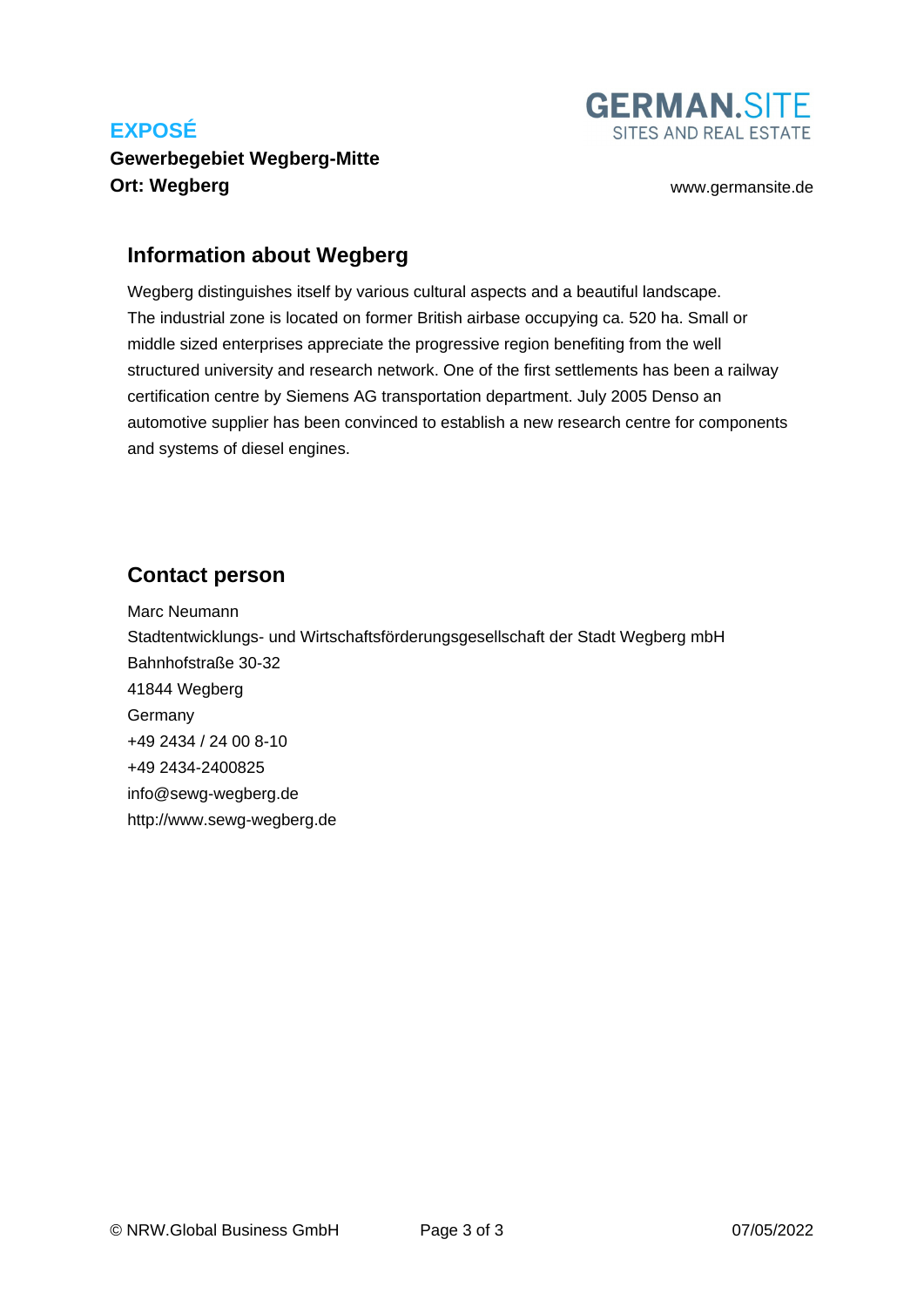## Information about Wegberg

Wegberg distinguishes itself by various cultural aspects and a beautiful landscape. The industrial zone is located on former British airbase occupying ca. 520 ha. Small or middle sized enterprises appreciate the progressive region benefiting from the well structured university and research network. One of the first settlements has been a railway certification centre by Siemens AG transportation department. July 2005 Denso an automotive supplier has been convinced to establish a new research centre for components and systems of diesel engines.

## Contact person

Marc Neumann
Stadtentwicklungs- und Wirtschaftsförderungsgesellschaft der Stadt Wegberg mbH
Bahnhofstraße 30-32
41844 Wegberg
Germany
+49 2434 / 24 00 8-10
+49 2434-2400825
info@sewg-wegberg.de
http://www.sewg-wegberg.de